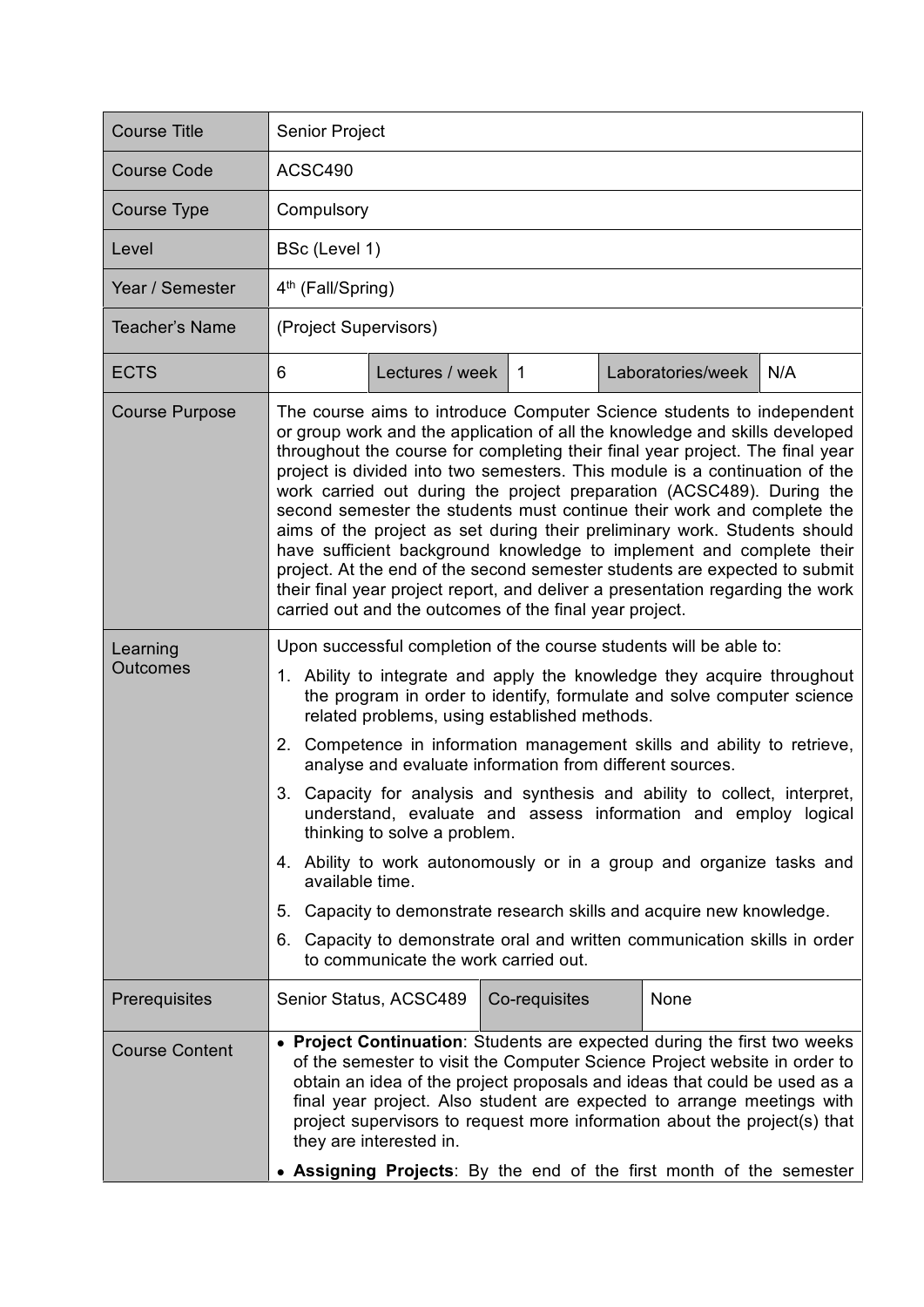| Course Title | Senior Project | | | | |
|---|---|---|---|---|---|
| Course Code | ACSC490 | | | | |
| Course Type | Compulsory | | | | |
| Level | BSc (Level 1) | | | | |
| Year / Semester | 4th (Fall/Spring) | | | | |
| Teacher's Name | (Project Supervisors) | | | | |
| ECTS | 6 | Lectures / week | 1 | Laboratories/week | N/A |
| Course Purpose | The course aims to introduce Computer Science students to independent or group work and the application of all the knowledge and skills developed throughout the course for completing their final year project. The final year project is divided into two semesters. This module is a continuation of the work carried out during the project preparation (ACSC489). During the second semester the students must continue their work and complete the aims of the project as set during their preliminary work. Students should have sufficient background knowledge to implement and complete their project. At the end of the second semester students are expected to submit their final year project report, and deliver a presentation regarding the work carried out and the outcomes of the final year project. | | | | |
| Learning Outcomes | Upon successful completion of the course students will be able to:<br>1. Ability to integrate and apply the knowledge they acquire throughout the program in order to identify, formulate and solve computer science related problems, using established methods.<br>2. Competence in information management skills and ability to retrieve, analyse and evaluate information from different sources.<br>3. Capacity for analysis and synthesis and ability to collect, interpret, understand, evaluate and assess information and employ logical thinking to solve a problem.<br>4. Ability to work autonomously or in a group and organize tasks and available time.<br>5. Capacity to demonstrate research skills and acquire new knowledge.<br>6. Capacity to demonstrate oral and written communication skills in order to communicate the work carried out. | | | | |
| Prerequisites | Senior Status, ACSC489 | Co-requisites | None | | |
| Course Content | • **Project Continuation**: Students are expected during the first two weeks of the semester to visit the Computer Science Project website in order to obtain an idea of the project proposals and ideas that could be used as a final year project. Also student are expected to arrange meetings with project supervisors to request more information about the project(s) that they are interested in.<br>• **Assigning Projects**: By the end of the first month of the semester | | | | |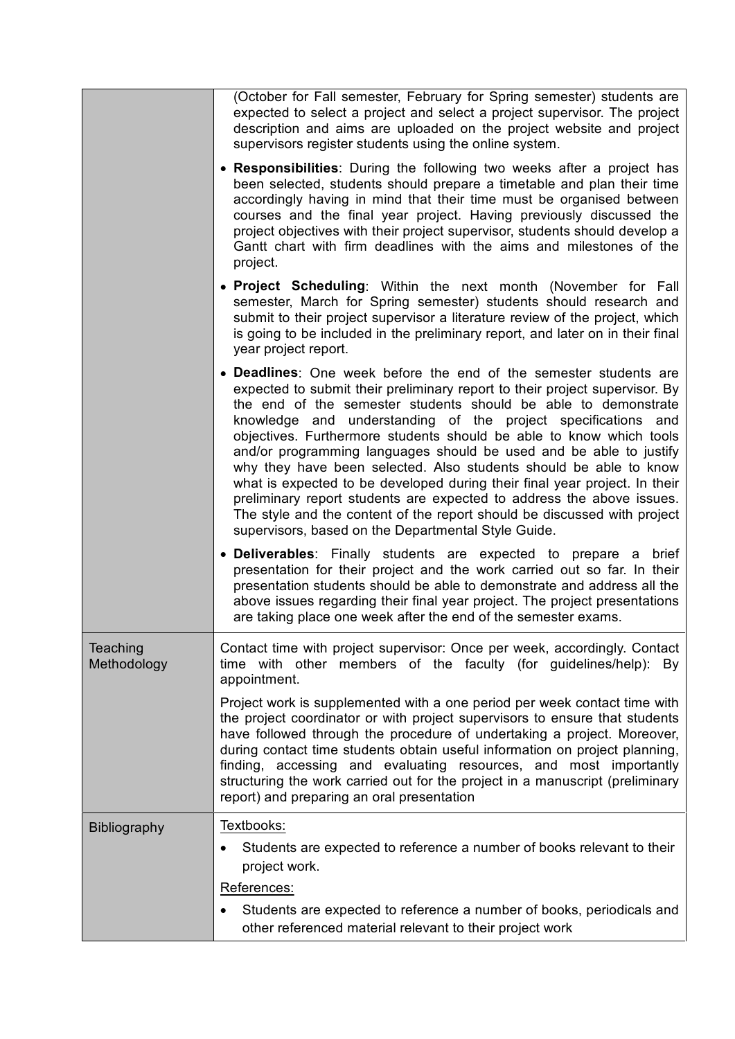| | |
|---|---|
| | (October for Fall semester, February for Spring semester) students are expected to select a project and select a project supervisor. The project description and aims are uploaded on the project website and project supervisors register students using the online system.<br><br>• **Responsibilities**: During the following two weeks after a project has been selected, students should prepare a timetable and plan their time accordingly having in mind that their time must be organised between courses and the final year project. Having previously discussed the project objectives with their project supervisor, students should develop a Gantt chart with firm deadlines with the aims and milestones of the project.<br><br>• **Project Scheduling**: Within the next month (November for Fall semester, March for Spring semester) students should research and submit to their project supervisor a literature review of the project, which is going to be included in the preliminary report, and later on in their final year project report.<br><br>• **Deadlines**: One week before the end of the semester students are expected to submit their preliminary report to their project supervisor. By the end of the semester students should be able to demonstrate knowledge and understanding of the project specifications and objectives. Furthermore students should be able to know which tools and/or programming languages should be used and be able to justify why they have been selected. Also students should be able to know what is expected to be developed during their final year project. In their preliminary report students are expected to address the above issues. The style and the content of the report should be discussed with project supervisors, based on the Departmental Style Guide.<br><br>• **Deliverables**: Finally students are expected to prepare a brief presentation for their project and the work carried out so far. In their presentation students should be able to demonstrate and address all the above issues regarding their final year project. The project presentations are taking place one week after the end of the semester exams. |
| Teaching Methodology | Contact time with project supervisor: Once per week, accordingly. Contact time with other members of the faculty (for guidelines/help): By appointment.<br><br>Project work is supplemented with a one period per week contact time with the project coordinator or with project supervisors to ensure that students have followed through the procedure of undertaking a project. Moreover, during contact time students obtain useful information on project planning, finding, accessing and evaluating resources, and most importantly structuring the work carried out for the project in a manuscript (preliminary report) and preparing an oral presentation |
| Bibliography | Textbooks:<br><br>• Students are expected to reference a number of books relevant to their project work.<br><br>References:<br><br>• Students are expected to reference a number of books, periodicals and other referenced material relevant to their project work |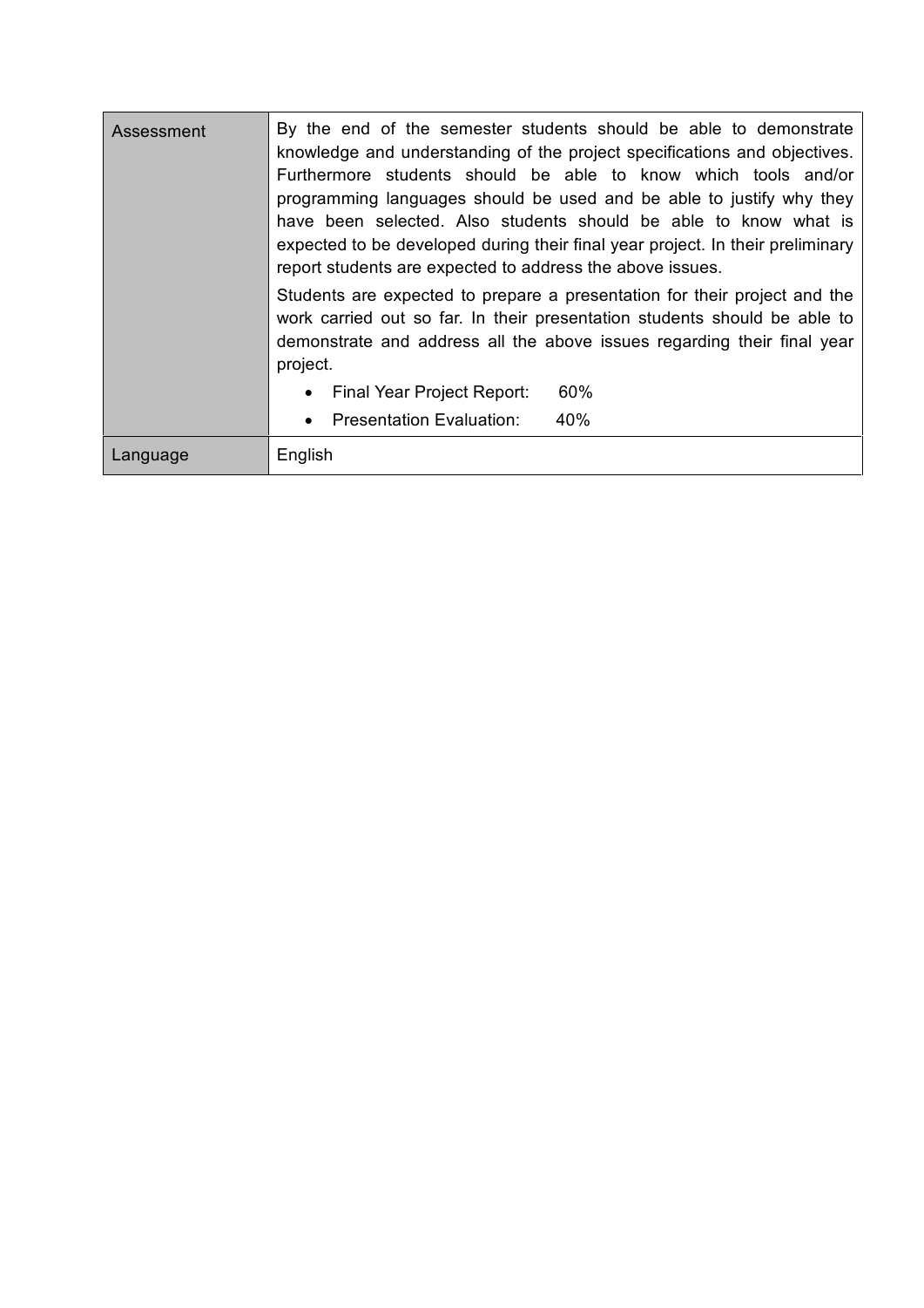| | |
|---|---|
| Assessment | By the end of the semester students should be able to demonstrate knowledge and understanding of the project specifications and objectives. Furthermore students should be able to know which tools and/or programming languages should be used and be able to justify why they have been selected. Also students should be able to know what is expected to be developed during their final year project. In their preliminary report students are expected to address the above issues.<br><br>Students are expected to prepare a presentation for their project and the work carried out so far. In their presentation students should be able to demonstrate and address all the above issues regarding their final year project.<br><br>• Final Year Project Report: 60%<br>• Presentation Evaluation: 40% |
| Language | English |